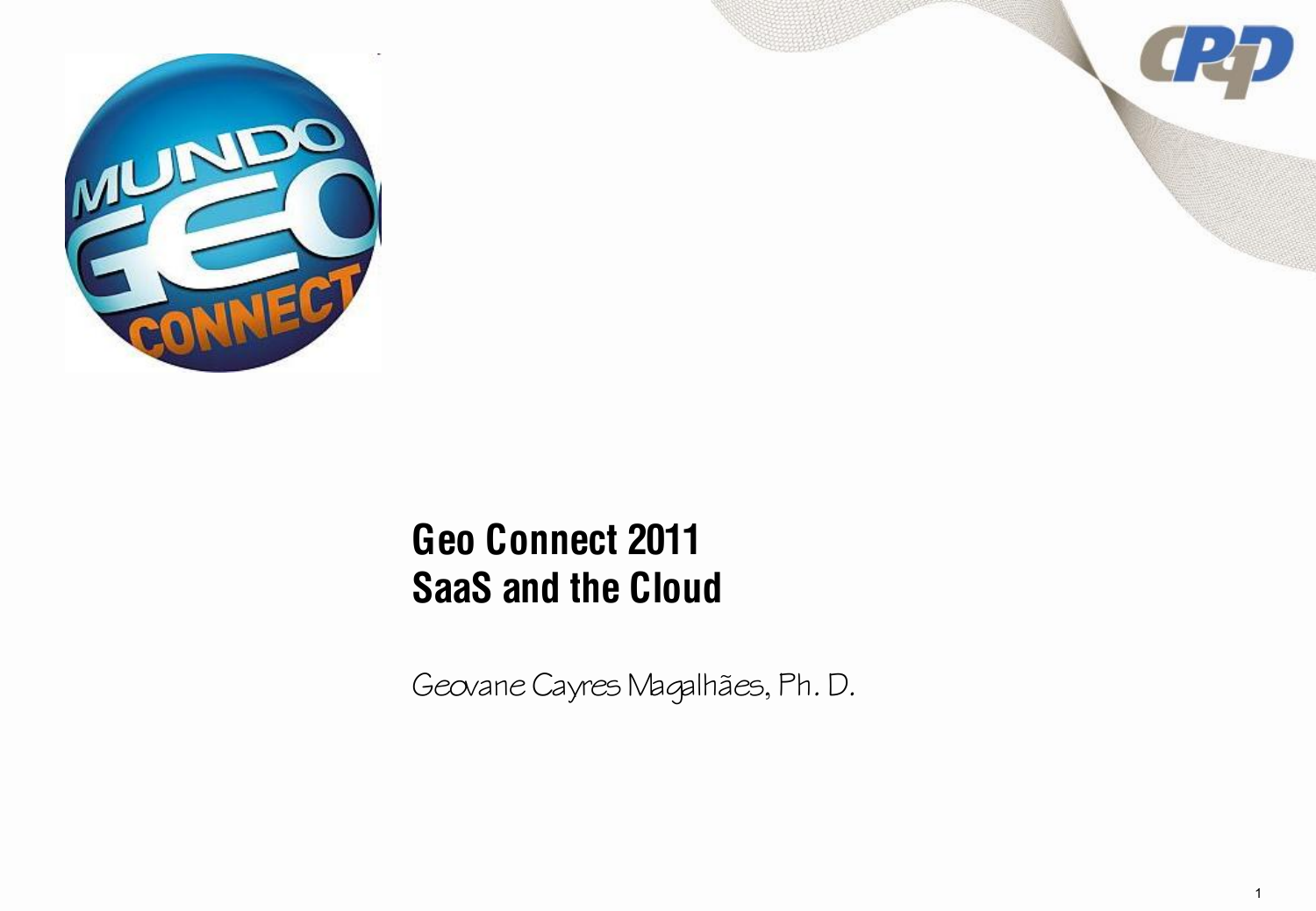# Geo Connect 2011
# SaaS and the Cloud

Geovane Cayres Magalhães, Ph. D.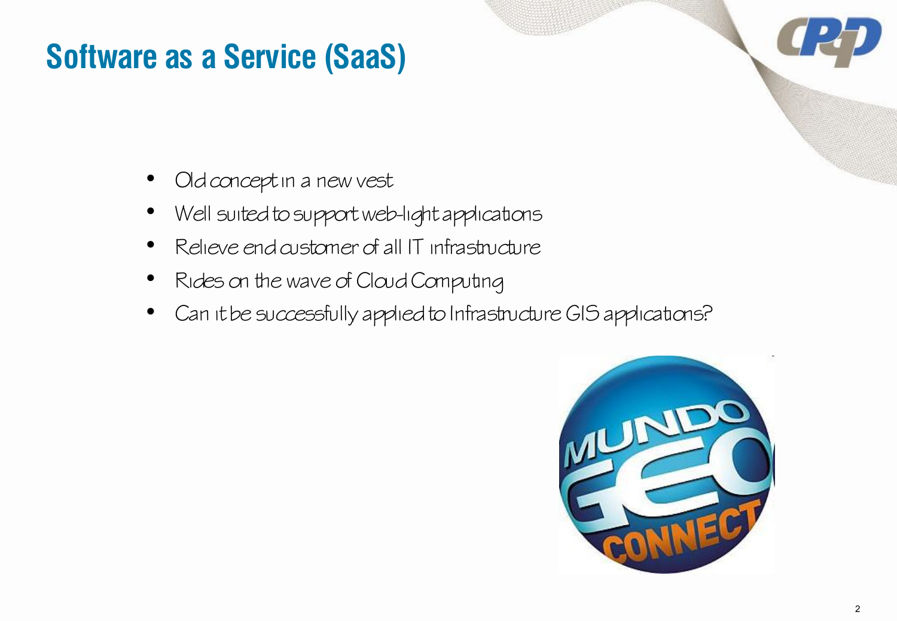# Software as a Service (SaaS)

- Old concept in a new vest
- Well suited to support web-light applications
- Relieve end customer of all IT infrastructure
- Rides on the wave of Cloud Computing
- Can it be successfully applied to Infrastructure GIS applications?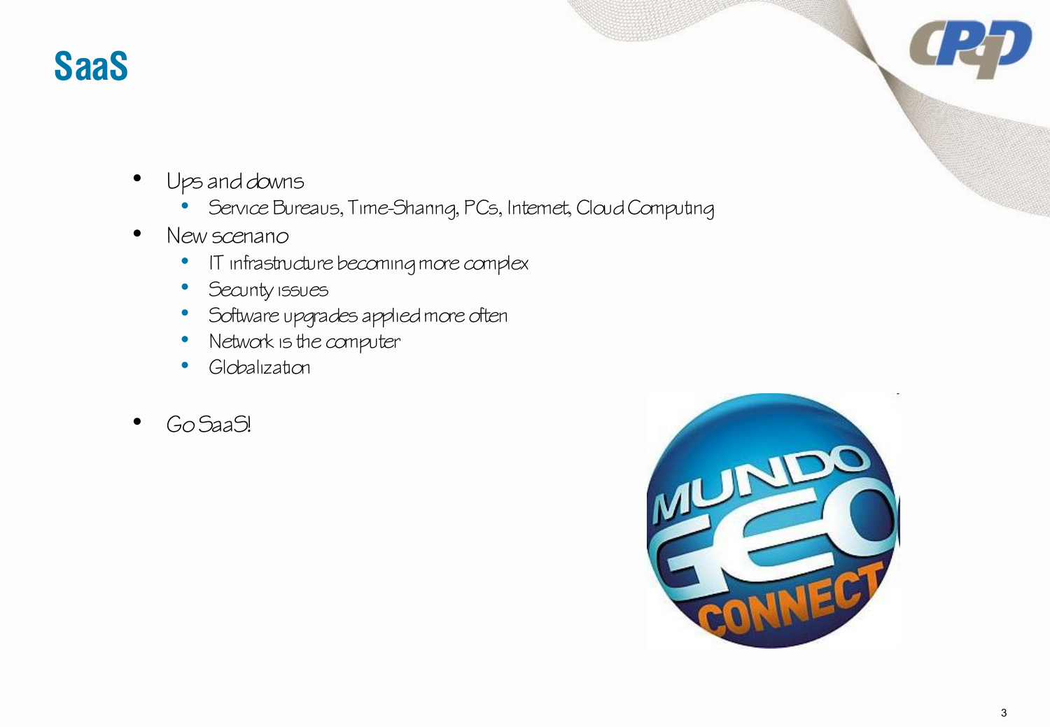# SaaS

- Ups and downs
  - Service Bureaus, Time-Sharing, PCs, Internet, Cloud Computing
- New scenario
  - IT infrastructure becoming more complex
  - Security issues
  - Software upgrades applied more often
  - Network is the computer
  - Globalization
- Go SaaS!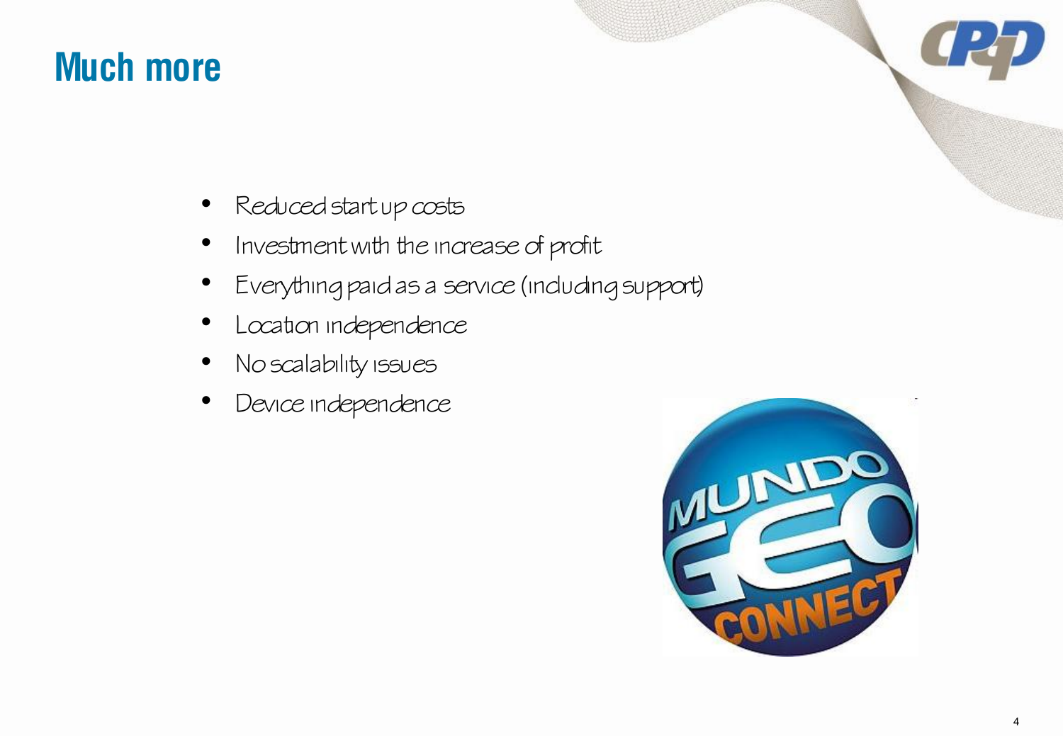# Much more

- Reduced start up costs
- Investment with the increase of profit
- Everything paid as a service (including support)
- Location independence
- No scalability issues
- Device independence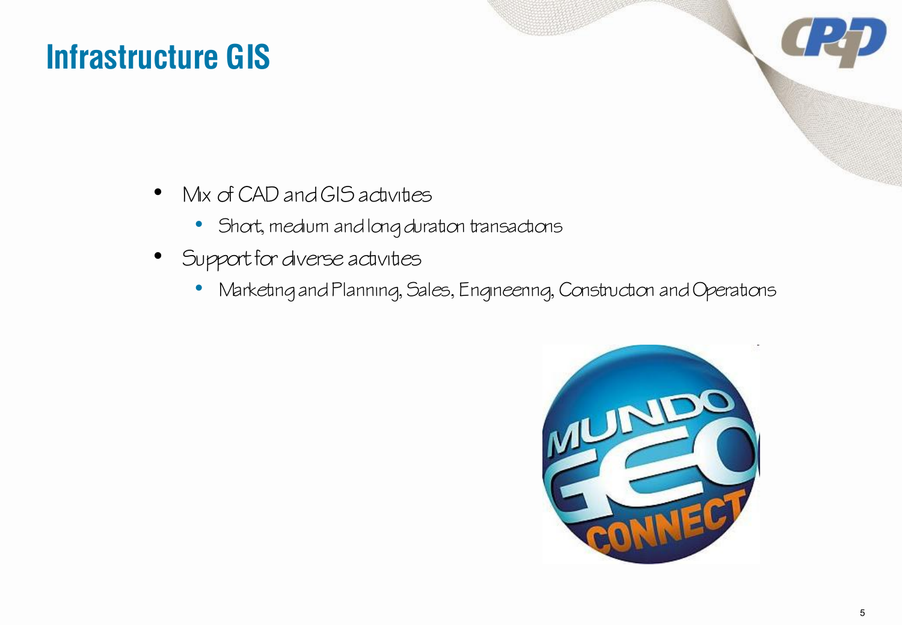# Infrastructure GIS

- Mix of CAD and GIS activities
  - Short, medium and long duration transactions
- Support for diverse activities
  - Marketing and Planning, Sales, Engineering, Construction and Operations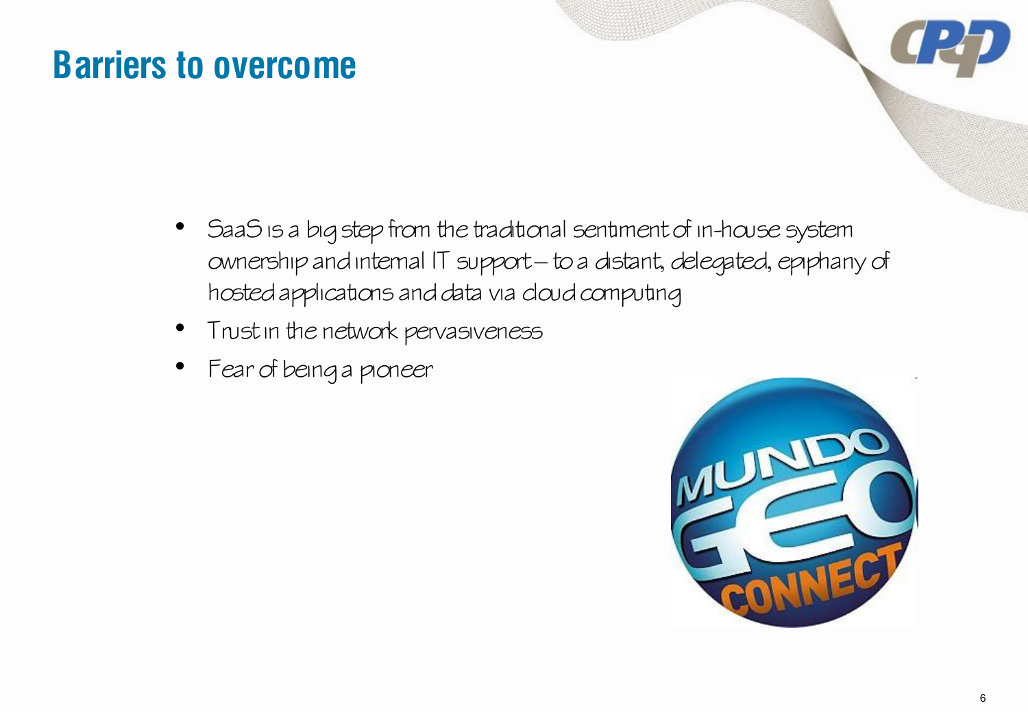# Barriers to overcome

- SaaS is a big step from the traditional sentiment of in-house system ownership and internal IT support – to a distant, delegated, epiphany of hosted applications and data via cloud computing
- Trust in the network pervasiveness
- Fear of being a pioneer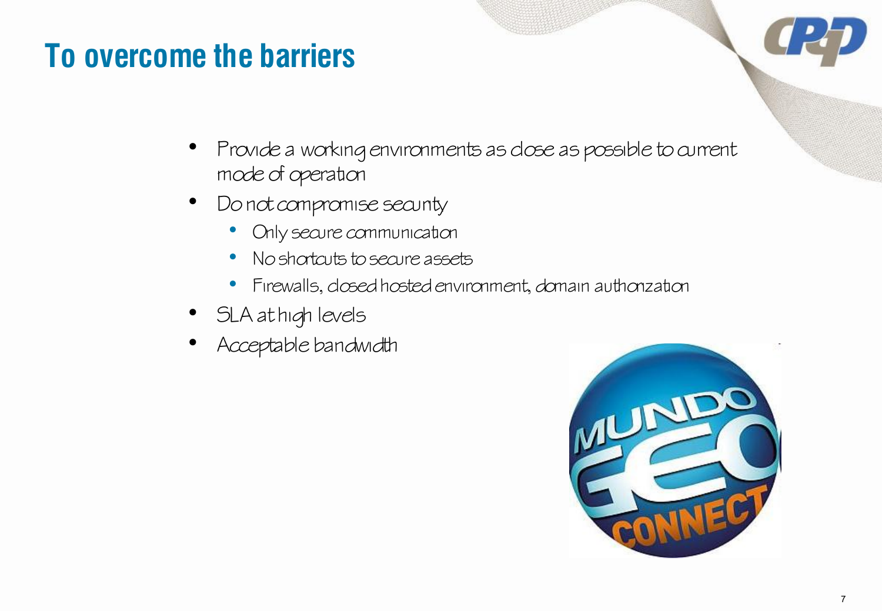# To overcome the barriers

- Provide a working environments as close as possible to current mode of operation
- Do not compromise security
  - Only secure communication
  - No shortcuts to secure assets
  - Firewalls, closed hosted environment, domain authorization
- SLA at high levels
- Acceptable bandwidth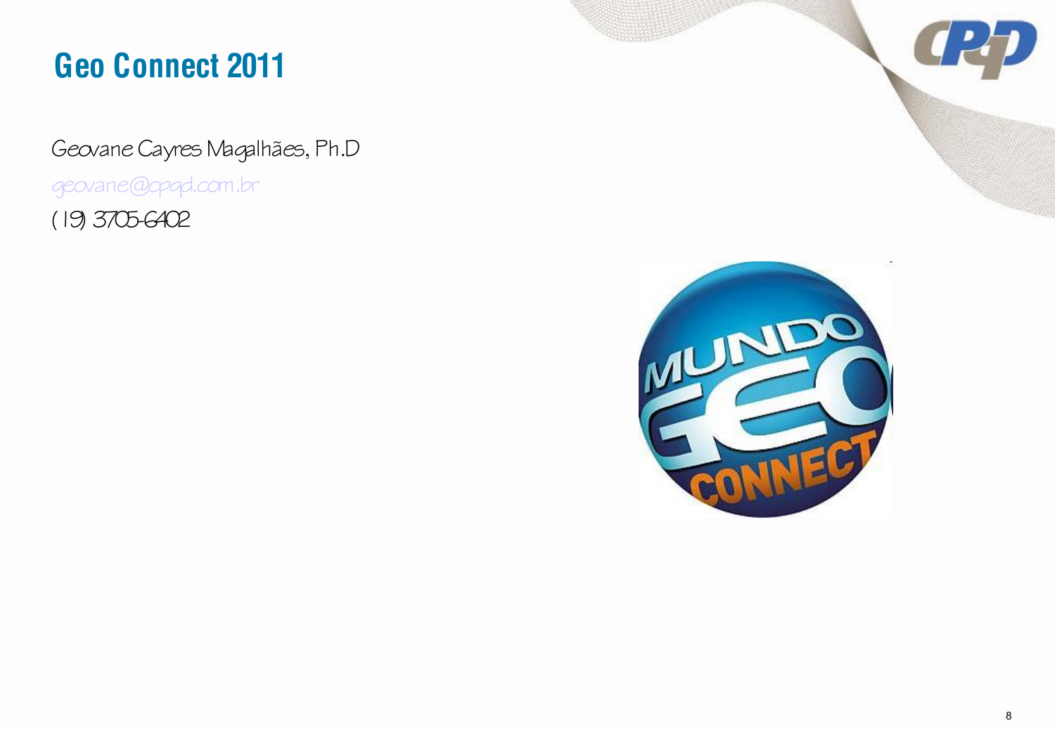# Geo Connect 2011

Geovane Cayres Magalhães, Ph.D

geovane@cpqd.com.br

(19) 3705-6402